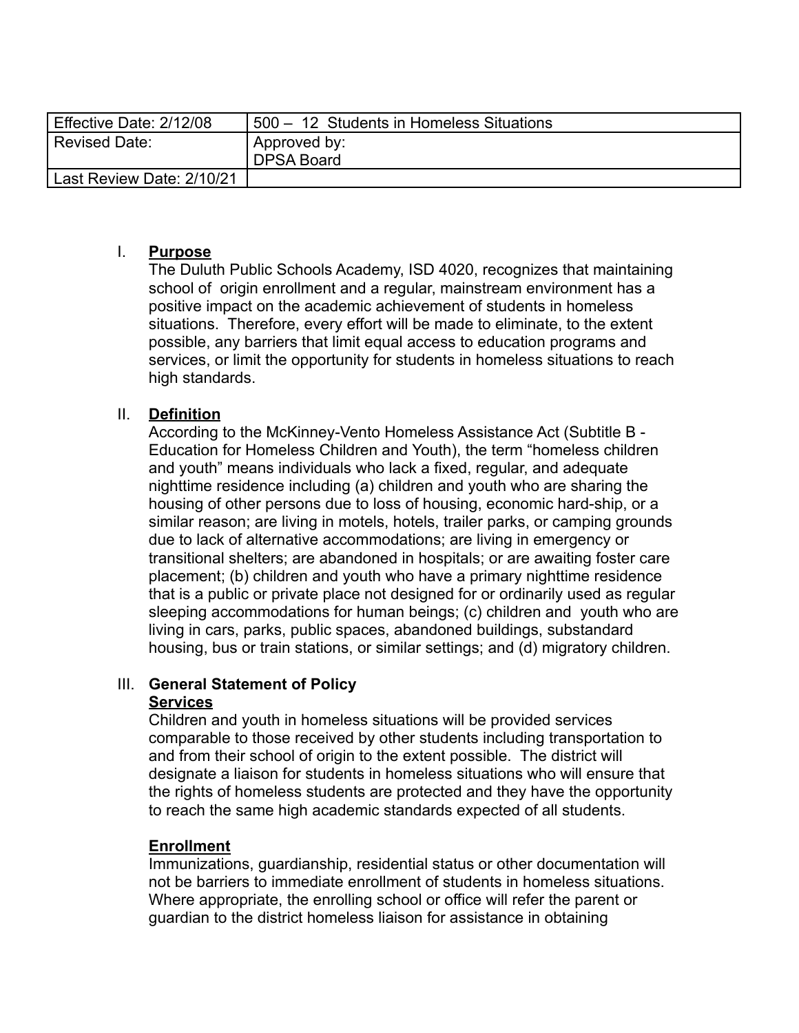| Effective Date: 2/12/08 | 500 – 12 Students in Homeless Situations |
|---|---|
| Revised Date: | Approved by: DPSA Board |
| Last Review Date: 2/10/21 | |

## I. **Purpose**

The Duluth Public Schools Academy, ISD 4020, recognizes that maintaining school of origin enrollment and a regular, mainstream environment has a positive impact on the academic achievement of students in homeless situations. Therefore, every effort will be made to eliminate, to the extent possible, any barriers that limit equal access to education programs and services, or limit the opportunity for students in homeless situations to reach high standards.

## II. **Definition**

According to the McKinney-Vento Homeless Assistance Act (Subtitle B - Education for Homeless Children and Youth), the term "homeless children and youth" means individuals who lack a fixed, regular, and adequate nighttime residence including (a) children and youth who are sharing the housing of other persons due to loss of housing, economic hard-ship, or a similar reason; are living in motels, hotels, trailer parks, or camping grounds due to lack of alternative accommodations; are living in emergency or transitional shelters; are abandoned in hospitals; or are awaiting foster care placement; (b) children and youth who have a primary nighttime residence that is a public or private place not designed for or ordinarily used as regular sleeping accommodations for human beings; (c) children and youth who are living in cars, parks, public spaces, abandoned buildings, substandard housing, bus or train stations, or similar settings; and (d) migratory children.

## III. **General Statement of Policy**

### **Services**

Children and youth in homeless situations will be provided services comparable to those received by other students including transportation to and from their school of origin to the extent possible. The district will designate a liaison for students in homeless situations who will ensure that the rights of homeless students are protected and they have the opportunity to reach the same high academic standards expected of all students.

### **Enrollment**

Immunizations, guardianship, residential status or other documentation will not be barriers to immediate enrollment of students in homeless situations. Where appropriate, the enrolling school or office will refer the parent or guardian to the district homeless liaison for assistance in obtaining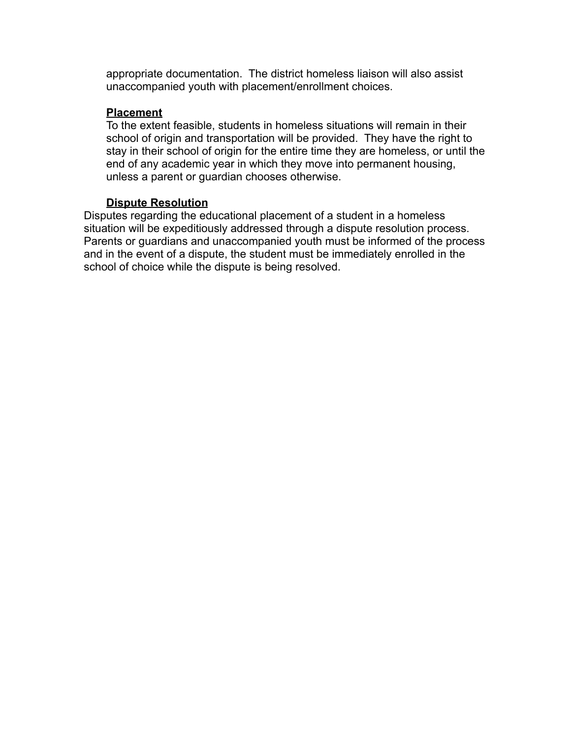appropriate documentation. The district homeless liaison will also assist unaccompanied youth with placement/enrollment choices.

**Placement**

To the extent feasible, students in homeless situations will remain in their school of origin and transportation will be provided. They have the right to stay in their school of origin for the entire time they are homeless, or until the end of any academic year in which they move into permanent housing, unless a parent or guardian chooses otherwise.

**Dispute Resolution**

Disputes regarding the educational placement of a student in a homeless situation will be expeditiously addressed through a dispute resolution process. Parents or guardians and unaccompanied youth must be informed of the process and in the event of a dispute, the student must be immediately enrolled in the school of choice while the dispute is being resolved.